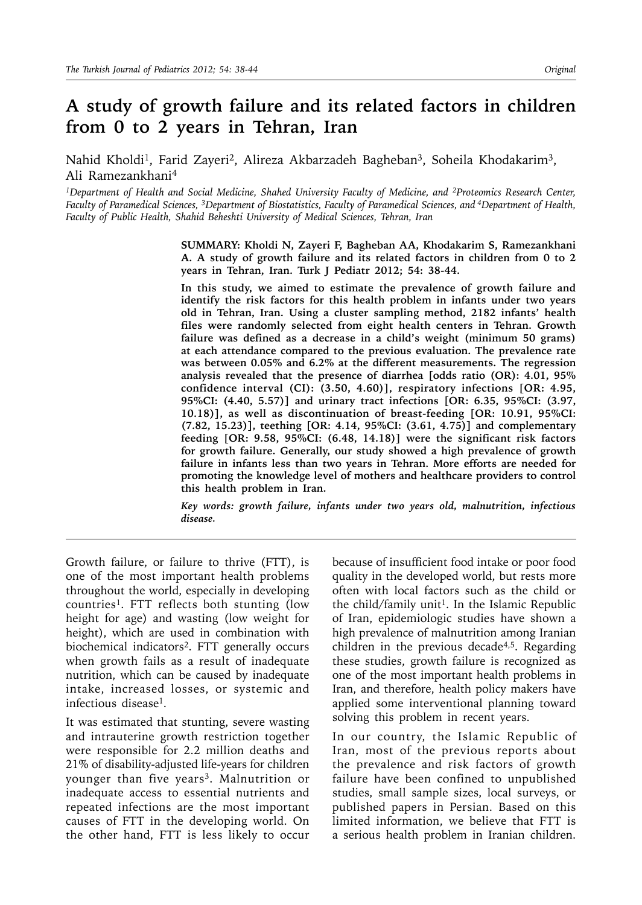# A study of growth failure and its related factors in children from 0 to 2 years in Tehran, Iran

Nahid Kholdi[1], Farid Zayeri[2], Alireza Akbarzadeh Bagheban[3], Soheila Khodakarim[3], Ali Ramezankhani[4]

*[1]Department of Health and Social Medicine, Shahed University Faculty of Medicine, and [2]Proteomics Research Center, Faculty of Paramedical Sciences, [3]Department of Biostatistics, Faculty of Paramedical Sciences, and [4]Department of Health, Faculty of Public Health, Shahid Beheshti University of Medical Sciences, Tehran, Iran*

**SUMMARY: Kholdi N, Zayeri F, Bagheban AA, Khodakarim S, Ramezankhani A. A study of growth failure and its related factors in children from 0 to 2 years in Tehran, Iran. Turk J Pediatr 2012; 54: 38-44.**

**In this study, we aimed to estimate the prevalence of growth failure and identify the risk factors for this health problem in infants under two years old in Tehran, Iran. Using a cluster sampling method, 2182 infants' health files were randomly selected from eight health centers in Tehran. Growth failure was defined as a decrease in a child's weight (minimum 50 grams) at each attendance compared to the previous evaluation. The prevalence rate was between 0.05% and 6.2% at the different measurements. The regression analysis revealed that the presence of diarrhea [odds ratio (OR): 4.01, 95% confidence interval (CI): (3.50, 4.60)], respiratory infections [OR: 4.95, 95%CI: (4.40, 5.57)] and urinary tract infections [OR: 6.35, 95%CI: (3.97, 10.18)], as well as discontinuation of breast-feeding [OR: 10.91, 95%CI: (7.82, 15.23)], teething [OR: 4.14, 95%CI: (3.61, 4.75)] and complementary feeding [OR: 9.58, 95%CI: (6.48, 14.18)] were the significant risk factors for growth failure. Generally, our study showed a high prevalence of growth failure in infants less than two years in Tehran. More efforts are needed for promoting the knowledge level of mothers and healthcare providers to control this health problem in Iran.**

***Key words: growth failure, infants under two years old, malnutrition, infectious disease.***

Growth failure, or failure to thrive (FTT), is one of the most important health problems throughout the world, especially in developing countries[1]. FTT reflects both stunting (low height for age) and wasting (low weight for height), which are used in combination with biochemical indicators[2]. FTT generally occurs when growth fails as a result of inadequate nutrition, which can be caused by inadequate intake, increased losses, or systemic and infectious disease[1].

It was estimated that stunting, severe wasting and intrauterine growth restriction together were responsible for 2.2 million deaths and 21% of disability-adjusted life-years for children younger than five years[3]. Malnutrition or inadequate access to essential nutrients and repeated infections are the most important causes of FTT in the developing world. On the other hand, FTT is less likely to occur because of insufficient food intake or poor food quality in the developed world, but rests more often with local factors such as the child or the child/family unit[1]. In the Islamic Republic of Iran, epidemiologic studies have shown a high prevalence of malnutrition among Iranian children in the previous decade[4,5]. Regarding these studies, growth failure is recognized as one of the most important health problems in Iran, and therefore, health policy makers have applied some interventional planning toward solving this problem in recent years.

In our country, the Islamic Republic of Iran, most of the previous reports about the prevalence and risk factors of growth failure have been confined to unpublished studies, small sample sizes, local surveys, or published papers in Persian. Based on this limited information, we believe that FTT is a serious health problem in Iranian children.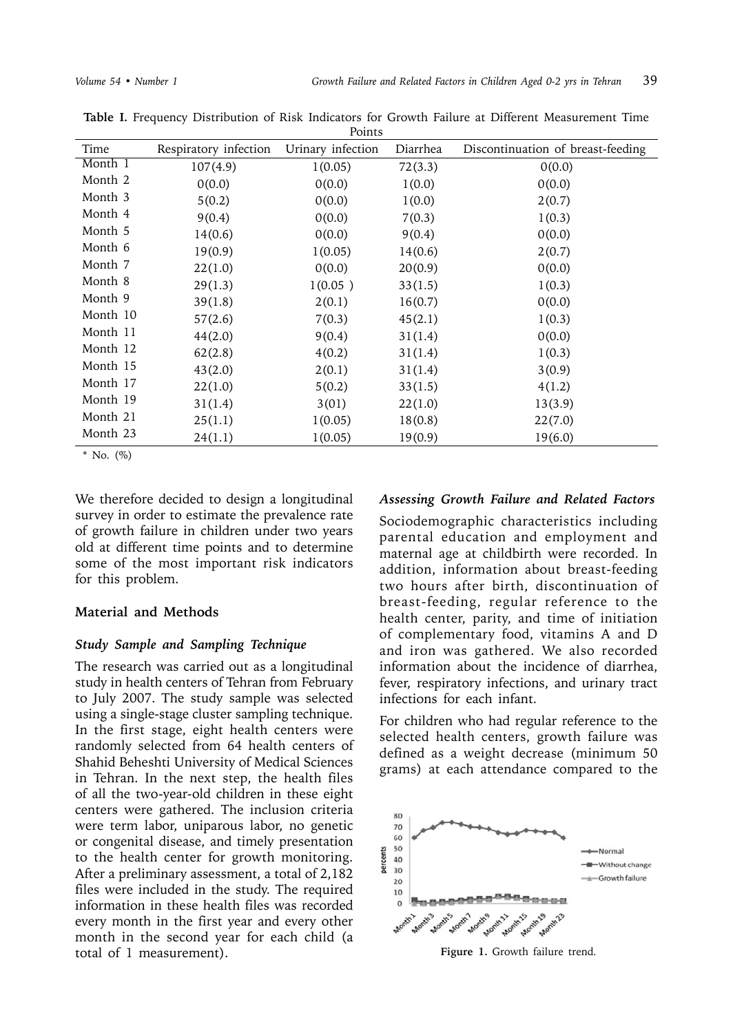**Table I.** Frequency Distribution of Risk Indicators for Growth Failure at Different Measurement Time Points

| Time | Respiratory infection | Urinary infection | Diarrhea | Discontinuation of breast-feeding |
|---|---|---|---|---|
| Month 1 | 107(4.9) | 1(0.05) | 72(3.3) | 0(0.0) |
| Month 2 | 0(0.0) | 0(0.0) | 1(0.0) | 0(0.0) |
| Month 3 | 5(0.2) | 0(0.0) | 1(0.0) | 2(0.7) |
| Month 4 | 9(0.4) | 0(0.0) | 7(0.3) | 1(0.3) |
| Month 5 | 14(0.6) | 0(0.0) | 9(0.4) | 0(0.0) |
| Month 6 | 19(0.9) | 1(0.05) | 14(0.6) | 2(0.7) |
| Month 7 | 22(1.0) | 0(0.0) | 20(0.9) | 0(0.0) |
| Month 8 | 29(1.3) | 1(0.05 ) | 33(1.5) | 1(0.3) |
| Month 9 | 39(1.8) | 2(0.1) | 16(0.7) | 0(0.0) |
| Month 10 | 57(2.6) | 7(0.3) | 45(2.1) | 1(0.3) |
| Month 11 | 44(2.0) | 9(0.4) | 31(1.4) | 0(0.0) |
| Month 12 | 62(2.8) | 4(0.2) | 31(1.4) | 1(0.3) |
| Month 15 | 43(2.0) | 2(0.1) | 31(1.4) | 3(0.9) |
| Month 17 | 22(1.0) | 5(0.2) | 33(1.5) | 4(1.2) |
| Month 19 | 31(1.4) | 3(01) | 22(1.0) | 13(3.9) |
| Month 21 | 25(1.1) | 1(0.05) | 18(0.8) | 22(7.0) |
| Month 23 | 24(1.1) | 1(0.05) | 19(0.9) | 19(6.0) |

\* No. (%)

We therefore decided to design a longitudinal survey in order to estimate the prevalence rate of growth failure in children under two years old at different time points and to determine some of the most important risk indicators for this problem.

## Material and Methods

### *Study Sample and Sampling Technique*

The research was carried out as a longitudinal study in health centers of Tehran from February to July 2007. The study sample was selected using a single-stage cluster sampling technique. In the first stage, eight health centers were randomly selected from 64 health centers of Shahid Beheshti University of Medical Sciences in Tehran. In the next step, the health files of all the two-year-old children in these eight centers were gathered. The inclusion criteria were term labor, uniparous labor, no genetic or congenital disease, and timely presentation to the health center for growth monitoring. After a preliminary assessment, a total of 2,182 files were included in the study. The required information in these health files was recorded every month in the first year and every other month in the second year for each child (a total of 1 measurement).

### *Assessing Growth Failure and Related Factors*

Sociodemographic characteristics including parental education and employment and maternal age at childbirth were recorded. In addition, information about breast-feeding two hours after birth, discontinuation of breast-feeding, regular reference to the health center, parity, and time of initiation of complementary food, vitamins A and D and iron was gathered. We also recorded information about the incidence of diarrhea, fever, respiratory infections, and urinary tract infections for each infant.

For children who had regular reference to the selected health centers, growth failure was defined as a weight decrease (minimum 50 grams) at each attendance compared to the

**Figure 1.** Growth failure trend.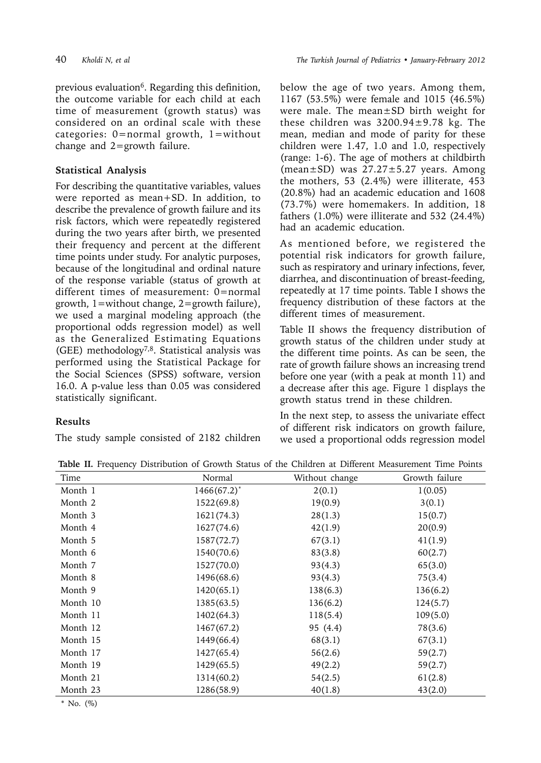previous evaluation[6]. Regarding this definition, the outcome variable for each child at each time of measurement (growth status) was considered on an ordinal scale with these categories: 0=normal growth, 1=without change and 2=growth failure.

### Statistical Analysis

For describing the quantitative variables, values were reported as mean+SD. In addition, to describe the prevalence of growth failure and its risk factors, which were repeatedly registered during the two years after birth, we presented their frequency and percent at the different time points under study. For analytic purposes, because of the longitudinal and ordinal nature of the response variable (status of growth at different times of measurement: 0=normal growth, 1=without change, 2=growth failure), we used a marginal modeling approach (the proportional odds regression model) as well as the Generalized Estimating Equations (GEE) methodology[7,8]. Statistical analysis was performed using the Statistical Package for the Social Sciences (SPSS) software, version 16.0. A p-value less than 0.05 was considered statistically significant.

### Results

The study sample consisted of 2182 children below the age of two years. Among them, 1167 (53.5%) were female and 1015 (46.5%) were male. The mean±SD birth weight for these children was 3200.94±9.78 kg. The mean, median and mode of parity for these children were 1.47, 1.0 and 1.0, respectively (range: 1-6). The age of mothers at childbirth (mean±SD) was 27.27±5.27 years. Among the mothers, 53 (2.4%) were illiterate, 453 (20.8%) had an academic education and 1608 (73.7%) were homemakers. In addition, 18 fathers (1.0%) were illiterate and 532 (24.4%) had an academic education.

As mentioned before, we registered the potential risk indicators for growth failure, such as respiratory and urinary infections, fever, diarrhea, and discontinuation of breast-feeding, repeatedly at 17 time points. Table I shows the frequency distribution of these factors at the different times of measurement.

Table II shows the frequency distribution of growth status of the children under study at the different time points. As can be seen, the rate of growth failure shows an increasing trend before one year (with a peak at month 11) and a decrease after this age. Figure 1 displays the growth status trend in these children.

In the next step, to assess the univariate effect of different risk indicators on growth failure, we used a proportional odds regression model

**Table II.** Frequency Distribution of Growth Status of the Children at Different Measurement Time Points

| Time | Normal | Without change | Growth failure |
|---|---|---|---|
| Month 1 | 1466(67.2)* | 2(0.1) | 1(0.05) |
| Month 2 | 1522(69.8) | 19(0.9) | 3(0.1) |
| Month 3 | 1621(74.3) | 28(1.3) | 15(0.7) |
| Month 4 | 1627(74.6) | 42(1.9) | 20(0.9) |
| Month 5 | 1587(72.7) | 67(3.1) | 41(1.9) |
| Month 6 | 1540(70.6) | 83(3.8) | 60(2.7) |
| Month 7 | 1527(70.0) | 93(4.3) | 65(3.0) |
| Month 8 | 1496(68.6) | 93(4.3) | 75(3.4) |
| Month 9 | 1420(65.1) | 138(6.3) | 136(6.2) |
| Month 10 | 1385(63.5) | 136(6.2) | 124(5.7) |
| Month 11 | 1402(64.3) | 118(5.4) | 109(5.0) |
| Month 12 | 1467(67.2) | 95 (4.4) | 78(3.6) |
| Month 15 | 1449(66.4) | 68(3.1) | 67(3.1) |
| Month 17 | 1427(65.4) | 56(2.6) | 59(2.7) |
| Month 19 | 1429(65.5) | 49(2.2) | 59(2.7) |
| Month 21 | 1314(60.2) | 54(2.5) | 61(2.8) |
| Month 23 | 1286(58.9) | 40(1.8) | 43(2.0) |

\* No. (%)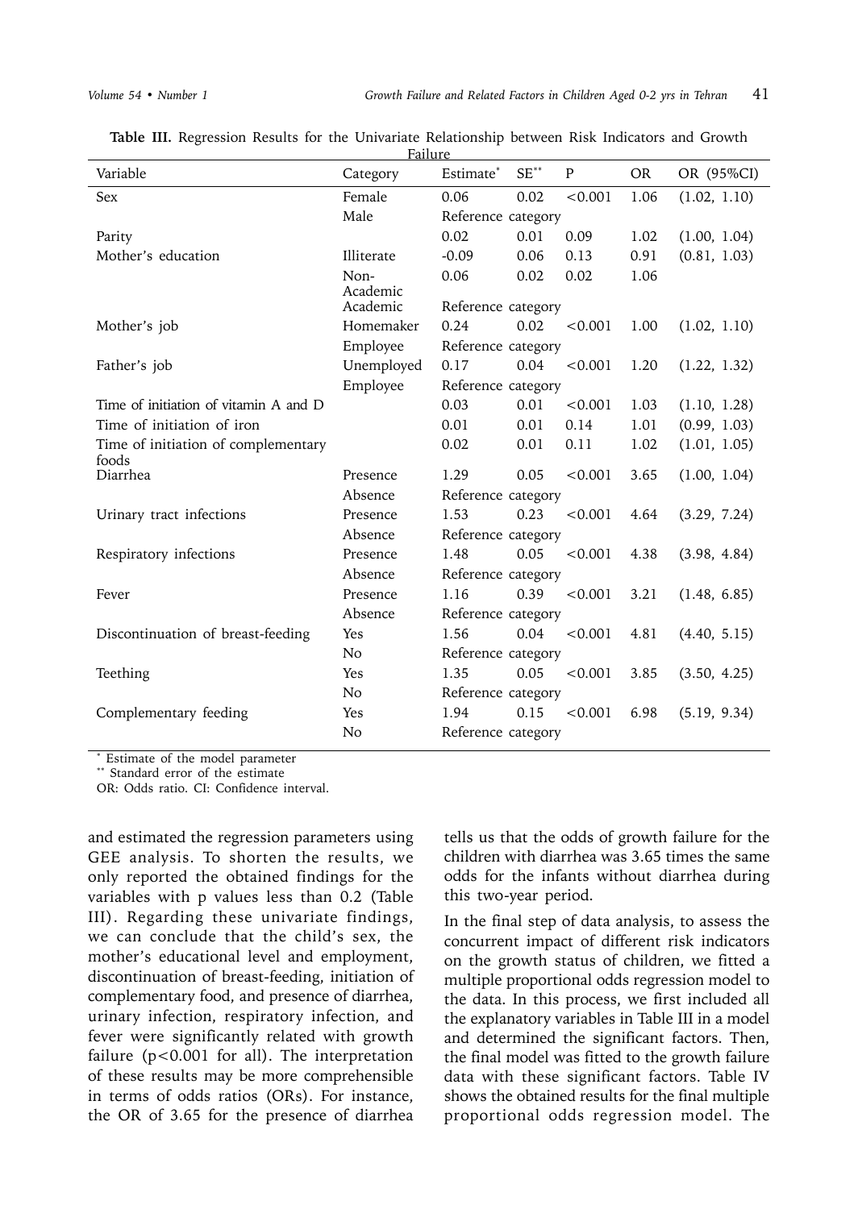**Table III.** Regression Results for the Univariate Relationship between Risk Indicators and Growth Failure

| Variable | Category | Estimate* | SE** | P | OR | OR (95%CI) |
|---|---|---|---|---|---|---|
| Sex | Female | 0.06 | 0.02 | <0.001 | 1.06 | (1.02, 1.10) |
| | Male | Reference category | | | | |
| Parity | | 0.02 | 0.01 | 0.09 | 1.02 | (1.00, 1.04) |
| Mother's education | Illiterate | -0.09 | 0.06 | 0.13 | 0.91 | (0.81, 1.03) |
| | Non-Academic | 0.06 | 0.02 | 0.02 | 1.06 | |
| | Academic | Reference category | | | | |
| Mother's job | Homemaker | 0.24 | 0.02 | <0.001 | 1.00 | (1.02, 1.10) |
| | Employee | Reference category | | | | |
| Father's job | Unemployed | 0.17 | 0.04 | <0.001 | 1.20 | (1.22, 1.32) |
| | Employee | Reference category | | | | |
| Time of initiation of vitamin A and D | | 0.03 | 0.01 | <0.001 | 1.03 | (1.10, 1.28) |
| Time of initiation of iron | | 0.01 | 0.01 | 0.14 | 1.01 | (0.99, 1.03) |
| Time of initiation of complementary foods | | 0.02 | 0.01 | 0.11 | 1.02 | (1.01, 1.05) |
| Diarrhea | Presence | 1.29 | 0.05 | <0.001 | 3.65 | (1.00, 1.04) |
| | Absence | Reference category | | | | |
| Urinary tract infections | Presence | 1.53 | 0.23 | <0.001 | 4.64 | (3.29, 7.24) |
| | Absence | Reference category | | | | |
| Respiratory infections | Presence | 1.48 | 0.05 | <0.001 | 4.38 | (3.98, 4.84) |
| | Absence | Reference category | | | | |
| Fever | Presence | 1.16 | 0.39 | <0.001 | 3.21 | (1.48, 6.85) |
| | Absence | Reference category | | | | |
| Discontinuation of breast-feeding | Yes | 1.56 | 0.04 | <0.001 | 4.81 | (4.40, 5.15) |
| | No | Reference category | | | | |
| Teething | Yes | 1.35 | 0.05 | <0.001 | 3.85 | (3.50, 4.25) |
| | No | Reference category | | | | |
| Complementary feeding | Yes | 1.94 | 0.15 | <0.001 | 6.98 | (5.19, 9.34) |
| | No | Reference category | | | | |

\* Estimate of the model parameter
\*\* Standard error of the estimate
OR: Odds ratio. CI: Confidence interval.

and estimated the regression parameters using GEE analysis. To shorten the results, we only reported the obtained findings for the variables with p values less than 0.2 (Table III). Regarding these univariate findings, we can conclude that the child's sex, the mother's educational level and employment, discontinuation of breast-feeding, initiation of complementary food, and presence of diarrhea, urinary infection, respiratory infection, and fever were significantly related with growth failure ($p<0.001$ for all). The interpretation of these results may be more comprehensible in terms of odds ratios (ORs). For instance, the OR of 3.65 for the presence of diarrhea tells us that the odds of growth failure for the children with diarrhea was 3.65 times the same odds for the infants without diarrhea during this two-year period.

In the final step of data analysis, to assess the concurrent impact of different risk indicators on the growth status of children, we fitted a multiple proportional odds regression model to the data. In this process, we first included all the explanatory variables in Table III in a model and determined the significant factors. Then, the final model was fitted to the growth failure data with these significant factors. Table IV shows the obtained results for the final multiple proportional odds regression model. The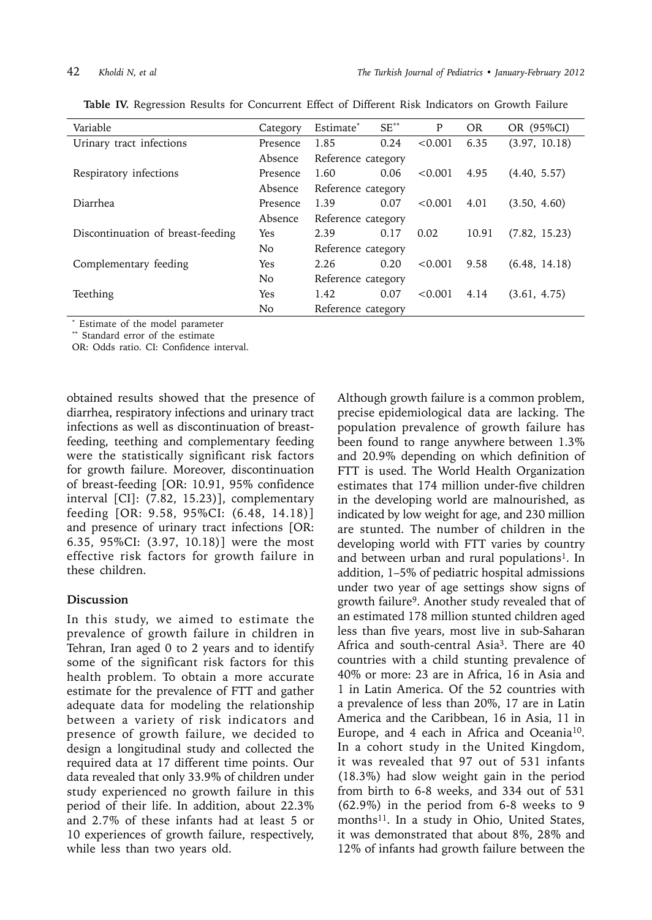**Table IV.** Regression Results for Concurrent Effect of Different Risk Indicators on Growth Failure

| Variable | Category | Estimate* | SE** | P | OR | OR (95%CI) |
|---|---|---|---|---|---|---|
| Urinary tract infections | Presence | 1.85 | 0.24 | <0.001 | 6.35 | (3.97, 10.18) |
| | Absence | Reference category | | | | |
| Respiratory infections | Presence | 1.60 | 0.06 | <0.001 | 4.95 | (4.40, 5.57) |
| | Absence | Reference category | | | | |
| Diarrhea | Presence | 1.39 | 0.07 | <0.001 | 4.01 | (3.50, 4.60) |
| | Absence | Reference category | | | | |
| Discontinuation of breast-feeding | Yes | 2.39 | 0.17 | 0.02 | 10.91 | (7.82, 15.23) |
| | No | Reference category | | | | |
| Complementary feeding | Yes | 2.26 | 0.20 | <0.001 | 9.58 | (6.48, 14.18) |
| | No | Reference category | | | | |
| Teething | Yes | 1.42 | 0.07 | <0.001 | 4.14 | (3.61, 4.75) |
| | No | Reference category | | | | |

\* Estimate of the model parameter
\*\* Standard error of the estimate
OR: Odds ratio. CI: Confidence interval.

obtained results showed that the presence of diarrhea, respiratory infections and urinary tract infections as well as discontinuation of breast-feeding, teething and complementary feeding were the statistically significant risk factors for growth failure. Moreover, discontinuation of breast-feeding [OR: 10.91, 95% confidence interval [CI]: (7.82, 15.23)], complementary feeding [OR: 9.58, 95%CI: (6.48, 14.18)] and presence of urinary tract infections [OR: 6.35, 95%CI: (3.97, 10.18)] were the most effective risk factors for growth failure in these children.

## Discussion

In this study, we aimed to estimate the prevalence of growth failure in children in Tehran, Iran aged 0 to 2 years and to identify some of the significant risk factors for this health problem. To obtain a more accurate estimate for the prevalence of FTT and gather adequate data for modeling the relationship between a variety of risk indicators and presence of growth failure, we decided to design a longitudinal study and collected the required data at 17 different time points. Our data revealed that only 33.9% of children under study experienced no growth failure in this period of their life. In addition, about 22.3% and 2.7% of these infants had at least 5 or 10 experiences of growth failure, respectively, while less than two years old.

Although growth failure is a common problem, precise epidemiological data are lacking. The population prevalence of growth failure has been found to range anywhere between 1.3% and 20.9% depending on which definition of FTT is used. The World Health Organization estimates that 174 million under-five children in the developing world are malnourished, as indicated by low weight for age, and 230 million are stunted. The number of children in the developing world with FTT varies by country and between urban and rural populations[1]. In addition, 1–5% of pediatric hospital admissions under two year of age settings show signs of growth failure[9]. Another study revealed that of an estimated 178 million stunted children aged less than five years, most live in sub-Saharan Africa and south-central Asia[3]. There are 40 countries with a child stunting prevalence of 40% or more: 23 are in Africa, 16 in Asia and 1 in Latin America. Of the 52 countries with a prevalence of less than 20%, 17 are in Latin America and the Caribbean, 16 in Asia, 11 in Europe, and 4 each in Africa and Oceania[10]. In a cohort study in the United Kingdom, it was revealed that 97 out of 531 infants (18.3%) had slow weight gain in the period from birth to 6-8 weeks, and 334 out of 531 (62.9%) in the period from 6-8 weeks to 9 months[11]. In a study in Ohio, United States, it was demonstrated that about 8%, 28% and 12% of infants had growth failure between the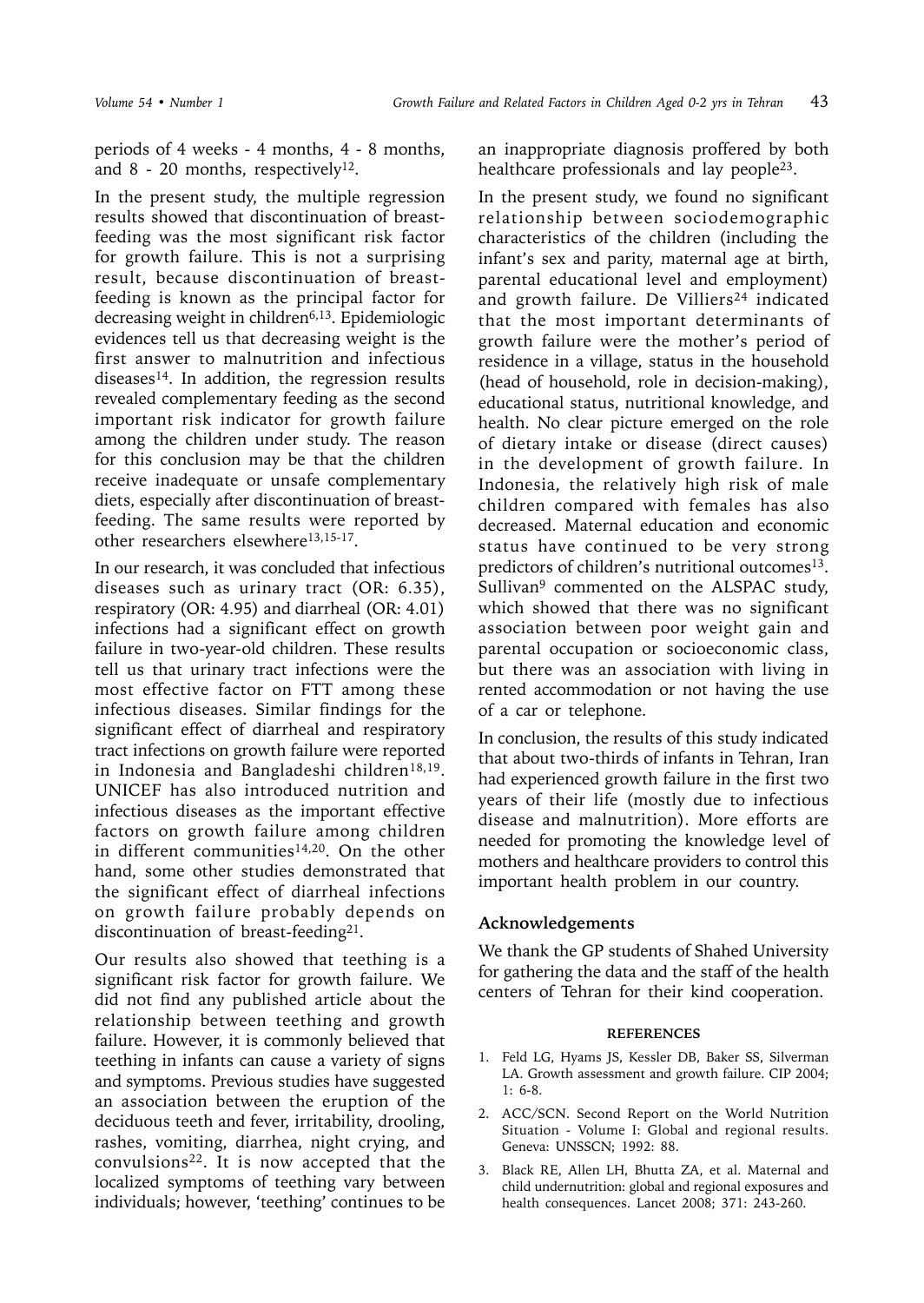periods of 4 weeks - 4 months, 4 - 8 months, and 8 - 20 months, respectively[12].

In the present study, the multiple regression results showed that discontinuation of breast-feeding was the most significant risk factor for growth failure. This is not a surprising result, because discontinuation of breast-feeding is known as the principal factor for decreasing weight in children[6,13]. Epidemiologic evidences tell us that decreasing weight is the first answer to malnutrition and infectious diseases[14]. In addition, the regression results revealed complementary feeding as the second important risk indicator for growth failure among the children under study. The reason for this conclusion may be that the children receive inadequate or unsafe complementary diets, especially after discontinuation of breast-feeding. The same results were reported by other researchers elsewhere[13,15-17].

In our research, it was concluded that infectious diseases such as urinary tract (OR: 6.35), respiratory (OR: 4.95) and diarrheal (OR: 4.01) infections had a significant effect on growth failure in two-year-old children. These results tell us that urinary tract infections were the most effective factor on FTT among these infectious diseases. Similar findings for the significant effect of diarrheal and respiratory tract infections on growth failure were reported in Indonesia and Bangladeshi children[18,19]. UNICEF has also introduced nutrition and infectious diseases as the important effective factors on growth failure among children in different communities[14,20]. On the other hand, some other studies demonstrated that the significant effect of diarrheal infections on growth failure probably depends on discontinuation of breast-feeding[21].

Our results also showed that teething is a significant risk factor for growth failure. We did not find any published article about the relationship between teething and growth failure. However, it is commonly believed that teething in infants can cause a variety of signs and symptoms. Previous studies have suggested an association between the eruption of the deciduous teeth and fever, irritability, drooling, rashes, vomiting, diarrhea, night crying, and convulsions[22]. It is now accepted that the localized symptoms of teething vary between individuals; however, 'teething' continues to be an inappropriate diagnosis proffered by both healthcare professionals and lay people[23].

In the present study, we found no significant relationship between sociodemographic characteristics of the children (including the infant's sex and parity, maternal age at birth, parental educational level and employment) and growth failure. De Villiers[24] indicated that the most important determinants of growth failure were the mother's period of residence in a village, status in the household (head of household, role in decision-making), educational status, nutritional knowledge, and health. No clear picture emerged on the role of dietary intake or disease (direct causes) in the development of growth failure. In Indonesia, the relatively high risk of male children compared with females has also decreased. Maternal education and economic status have continued to be very strong predictors of children's nutritional outcomes[13]. Sullivan[9] commented on the ALSPAC study, which showed that there was no significant association between poor weight gain and parental occupation or socioeconomic class, but there was an association with living in rented accommodation or not having the use of a car or telephone.

In conclusion, the results of this study indicated that about two-thirds of infants in Tehran, Iran had experienced growth failure in the first two years of their life (mostly due to infectious disease and malnutrition). More efforts are needed for promoting the knowledge level of mothers and healthcare providers to control this important health problem in our country.

## Acknowledgements

We thank the GP students of Shahed University for gathering the data and the staff of the health centers of Tehran for their kind cooperation.

### REFERENCES

1. Feld LG, Hyams JS, Kessler DB, Baker SS, Silverman LA. Growth assessment and growth failure. CIP 2004; 1: 6-8.
2. ACC/SCN. Second Report on the World Nutrition Situation - Volume I: Global and regional results. Geneva: UNSSCN; 1992: 88.
3. Black RE, Allen LH, Bhutta ZA, et al. Maternal and child undernutrition: global and regional exposures and health consequences. Lancet 2008; 371: 243-260.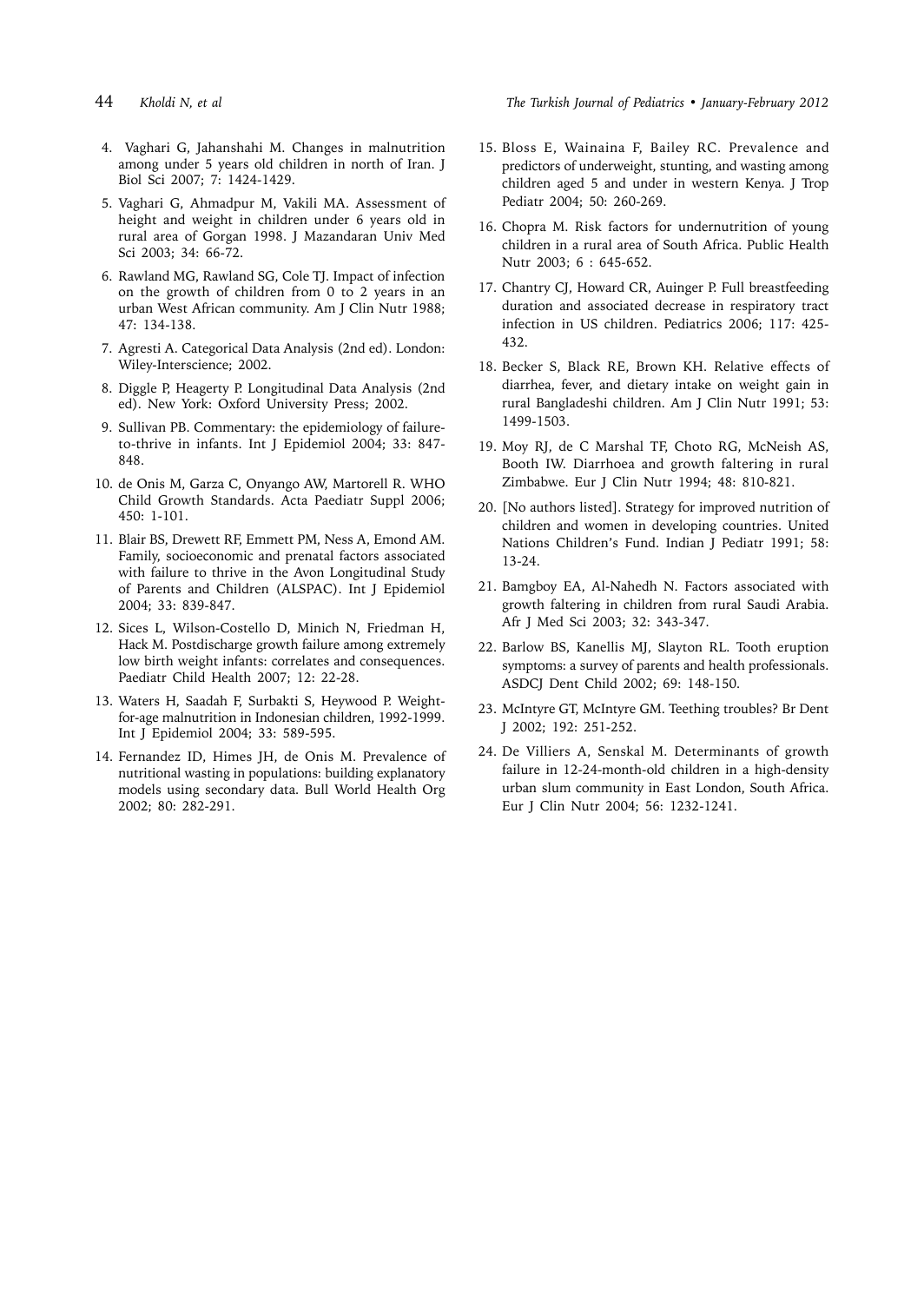4. Vaghari G, Jahanshahi M. Changes in malnutrition among under 5 years old children in north of Iran. J Biol Sci 2007; 7: 1424-1429.
5. Vaghari G, Ahmadpur M, Vakili MA. Assessment of height and weight in children under 6 years old in rural area of Gorgan 1998. J Mazandaran Univ Med Sci 2003; 34: 66-72.
6. Rawland MG, Rawland SG, Cole TJ. Impact of infection on the growth of children from 0 to 2 years in an urban West African community. Am J Clin Nutr 1988; 47: 134-138.
7. Agresti A. Categorical Data Analysis (2nd ed). London: Wiley-Interscience; 2002.
8. Diggle P, Heagerty P. Longitudinal Data Analysis (2nd ed). New York: Oxford University Press; 2002.
9. Sullivan PB. Commentary: the epidemiology of failure-to-thrive in infants. Int J Epidemiol 2004; 33: 847-848.
10. de Onis M, Garza C, Onyango AW, Martorell R. WHO Child Growth Standards. Acta Paediatr Suppl 2006; 450: 1-101.
11. Blair BS, Drewett RF, Emmett PM, Ness A, Emond AM. Family, socioeconomic and prenatal factors associated with failure to thrive in the Avon Longitudinal Study of Parents and Children (ALSPAC). Int J Epidemiol 2004; 33: 839-847.
12. Sices L, Wilson-Costello D, Minich N, Friedman H, Hack M. Postdischarge growth failure among extremely low birth weight infants: correlates and consequences. Paediatr Child Health 2007; 12: 22-28.
13. Waters H, Saadah F, Surbakti S, Heywood P. Weight-for-age malnutrition in Indonesian children, 1992-1999. Int J Epidemiol 2004; 33: 589-595.
14. Fernandez ID, Himes JH, de Onis M. Prevalence of nutritional wasting in populations: building explanatory models using secondary data. Bull World Health Org 2002; 80: 282-291.
15. Bloss E, Wainaina F, Bailey RC. Prevalence and predictors of underweight, stunting, and wasting among children aged 5 and under in western Kenya. J Trop Pediatr 2004; 50: 260-269.
16. Chopra M. Risk factors for undernutrition of young children in a rural area of South Africa. Public Health Nutr 2003; 6 : 645-652.
17. Chantry CJ, Howard CR, Auinger P. Full breastfeeding duration and associated decrease in respiratory tract infection in US children. Pediatrics 2006; 117: 425-432.
18. Becker S, Black RE, Brown KH. Relative effects of diarrhea, fever, and dietary intake on weight gain in rural Bangladeshi children. Am J Clin Nutr 1991; 53: 1499-1503.
19. Moy RJ, de C Marshal TF, Choto RG, McNeish AS, Booth IW. Diarrhoea and growth faltering in rural Zimbabwe. Eur J Clin Nutr 1994; 48: 810-821.
20. [No authors listed]. Strategy for improved nutrition of children and women in developing countries. United Nations Children's Fund. Indian J Pediatr 1991; 58: 13-24.
21. Bamgboy EA, Al-Nahedh N. Factors associated with growth faltering in children from rural Saudi Arabia. Afr J Med Sci 2003; 32: 343-347.
22. Barlow BS, Kanellis MJ, Slayton RL. Tooth eruption symptoms: a survey of parents and health professionals. ASDCJ Dent Child 2002; 69: 148-150.
23. McIntyre GT, McIntyre GM. Teething troubles? Br Dent J 2002; 192: 251-252.
24. De Villiers A, Senskal M. Determinants of growth failure in 12-24-month-old children in a high-density urban slum community in East London, South Africa. Eur J Clin Nutr 2004; 56: 1232-1241.